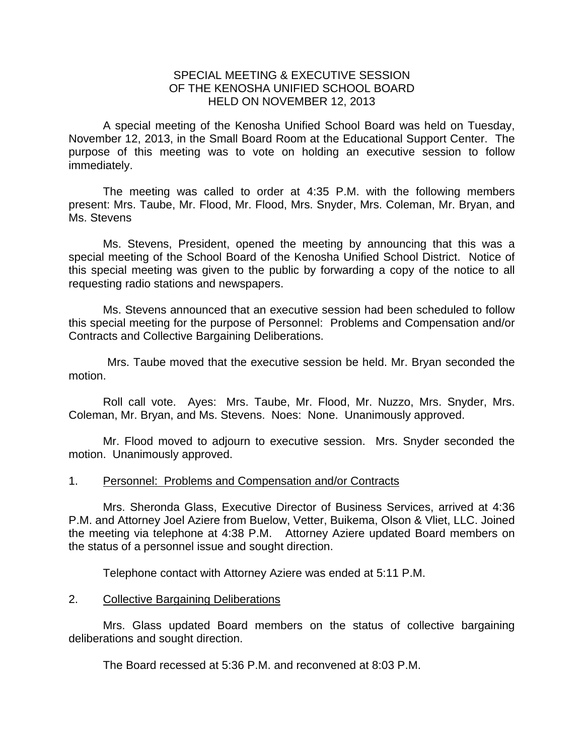# SPECIAL MEETING & EXECUTIVE SESSION
# OF THE KENOSHA UNIFIED SCHOOL BOARD
# HELD ON NOVEMBER 12, 2013

A special meeting of the Kenosha Unified School Board was held on Tuesday, November 12, 2013, in the Small Board Room at the Educational Support Center. The purpose of this meeting was to vote on holding an executive session to follow immediately.

The meeting was called to order at 4:35 P.M. with the following members present: Mrs. Taube, Mr. Flood, Mr. Flood, Mrs. Snyder, Mrs. Coleman, Mr. Bryan, and Ms. Stevens

Ms. Stevens, President, opened the meeting by announcing that this was a special meeting of the School Board of the Kenosha Unified School District. Notice of this special meeting was given to the public by forwarding a copy of the notice to all requesting radio stations and newspapers.

Ms. Stevens announced that an executive session had been scheduled to follow this special meeting for the purpose of Personnel: Problems and Compensation and/or Contracts and Collective Bargaining Deliberations.

Mrs. Taube moved that the executive session be held. Mr. Bryan seconded the motion.

Roll call vote. Ayes: Mrs. Taube, Mr. Flood, Mr. Nuzzo, Mrs. Snyder, Mrs. Coleman, Mr. Bryan, and Ms. Stevens. Noes: None. Unanimously approved.

Mr. Flood moved to adjourn to executive session. Mrs. Snyder seconded the motion. Unanimously approved.

1. Personnel: Problems and Compensation and/or Contracts

Mrs. Sheronda Glass, Executive Director of Business Services, arrived at 4:36 P.M. and Attorney Joel Aziere from Buelow, Vetter, Buikema, Olson & Vliet, LLC. Joined the meeting via telephone at 4:38 P.M. Attorney Aziere updated Board members on the status of a personnel issue and sought direction.

Telephone contact with Attorney Aziere was ended at 5:11 P.M.

2. Collective Bargaining Deliberations

Mrs. Glass updated Board members on the status of collective bargaining deliberations and sought direction.

The Board recessed at 5:36 P.M. and reconvened at 8:03 P.M.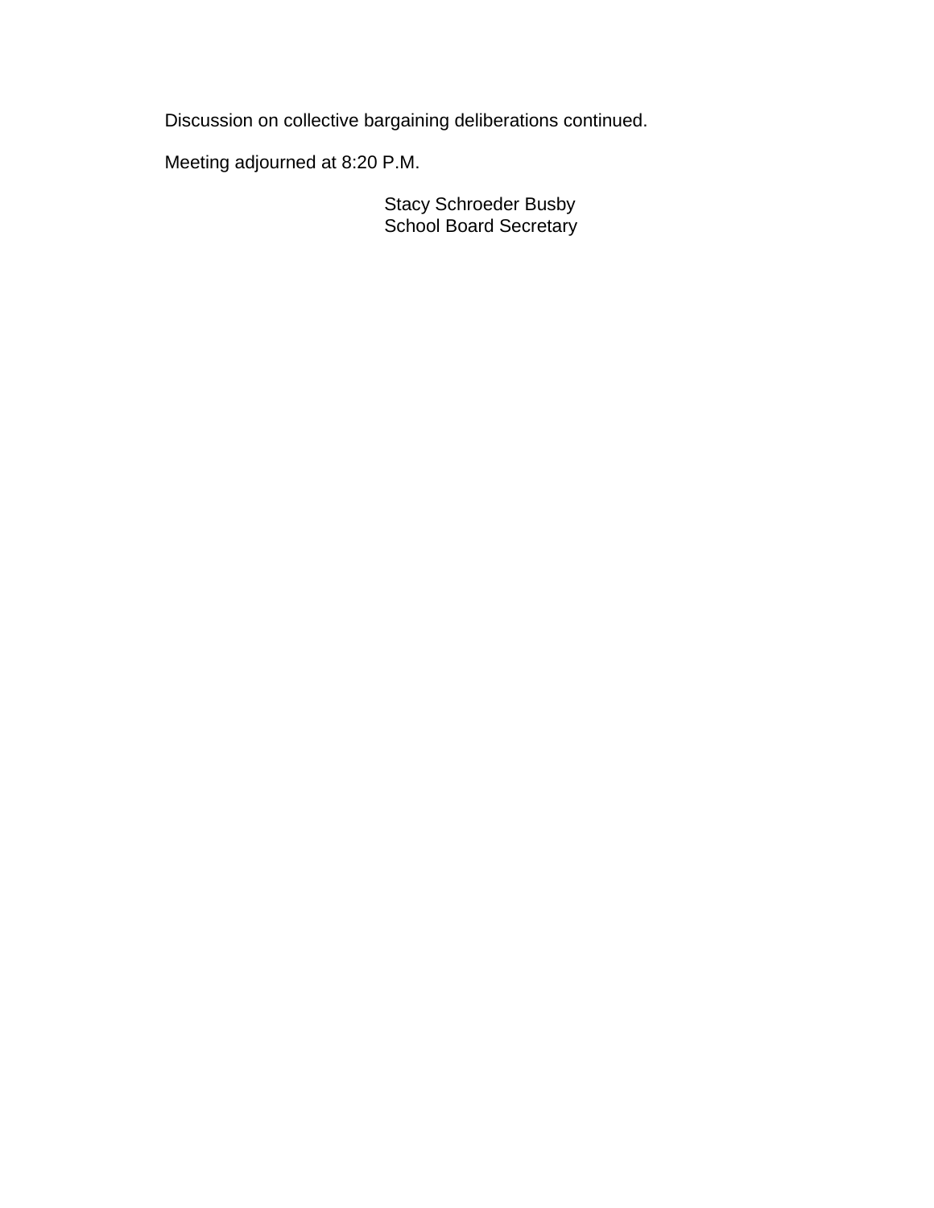Discussion on collective bargaining deliberations continued.

Meeting adjourned at 8:20 P.M.

Stacy Schroeder Busby
School Board Secretary